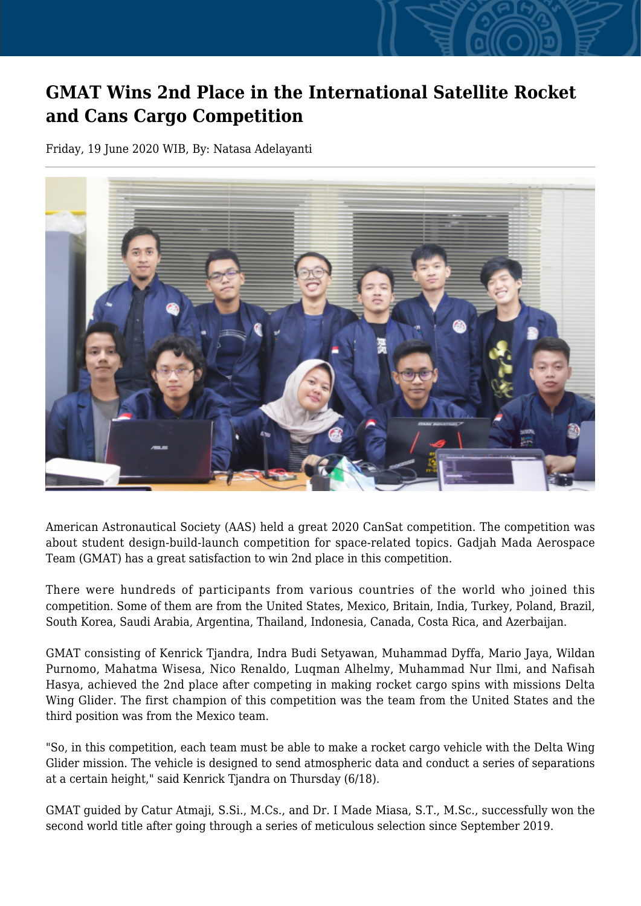# GMAT Wins 2nd Place in the International Satellite Rocket and Cans Cargo Competition

Friday, 19 June 2020 WIB, By: Natasa Adelayanti

American Astronautical Society (AAS) held a great 2020 CanSat competition. The competition was about student design-build-launch competition for space-related topics. Gadjah Mada Aerospace Team (GMAT) has a great satisfaction to win 2nd place in this competition.

There were hundreds of participants from various countries of the world who joined this competition. Some of them are from the United States, Mexico, Britain, India, Turkey, Poland, Brazil, South Korea, Saudi Arabia, Argentina, Thailand, Indonesia, Canada, Costa Rica, and Azerbaijan.

GMAT consisting of Kenrick Tjandra, Indra Budi Setyawan, Muhammad Dyffa, Mario Jaya, Wildan Purnomo, Mahatma Wisesa, Nico Renaldo, Luqman Alhelmy, Muhammad Nur Ilmi, and Nafisah Hasya, achieved the 2nd place after competing in making rocket cargo spins with missions Delta Wing Glider. The first champion of this competition was the team from the United States and the third position was from the Mexico team.

"So, in this competition, each team must be able to make a rocket cargo vehicle with the Delta Wing Glider mission. The vehicle is designed to send atmospheric data and conduct a series of separations at a certain height," said Kenrick Tjandra on Thursday (6/18).

GMAT guided by Catur Atmaji, S.Si., M.Cs., and Dr. I Made Miasa, S.T., M.Sc., successfully won the second world title after going through a series of meticulous selection since September 2019.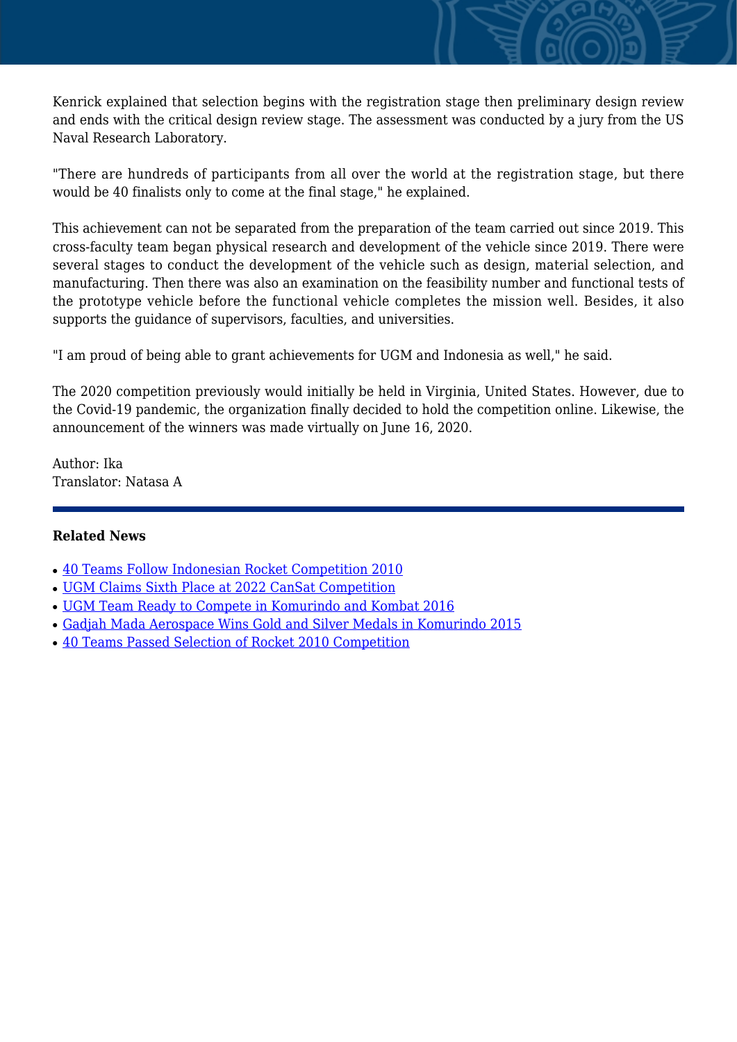Kenrick explained that selection begins with the registration stage then preliminary design review and ends with the critical design review stage. The assessment was conducted by a jury from the US Naval Research Laboratory.

"There are hundreds of participants from all over the world at the registration stage, but there would be 40 finalists only to come at the final stage," he explained.

This achievement can not be separated from the preparation of the team carried out since 2019. This cross-faculty team began physical research and development of the vehicle since 2019. There were several stages to conduct the development of the vehicle such as design, material selection, and manufacturing. Then there was also an examination on the feasibility number and functional tests of the prototype vehicle before the functional vehicle completes the mission well. Besides, it also supports the guidance of supervisors, faculties, and universities.

"I am proud of being able to grant achievements for UGM and Indonesia as well," he said.

The 2020 competition previously would initially be held in Virginia, United States. However, due to the Covid-19 pandemic, the organization finally decided to hold the competition online. Likewise, the announcement of the winners was made virtually on June 16, 2020.

Author: Ika
Translator: Natasa A

---

**Related News**

- 40 Teams Follow Indonesian Rocket Competition 2010
- UGM Claims Sixth Place at 2022 CanSat Competition
- UGM Team Ready to Compete in Komurindo and Kombat 2016
- Gadjah Mada Aerospace Wins Gold and Silver Medals in Komurindo 2015
- 40 Teams Passed Selection of Rocket 2010 Competition